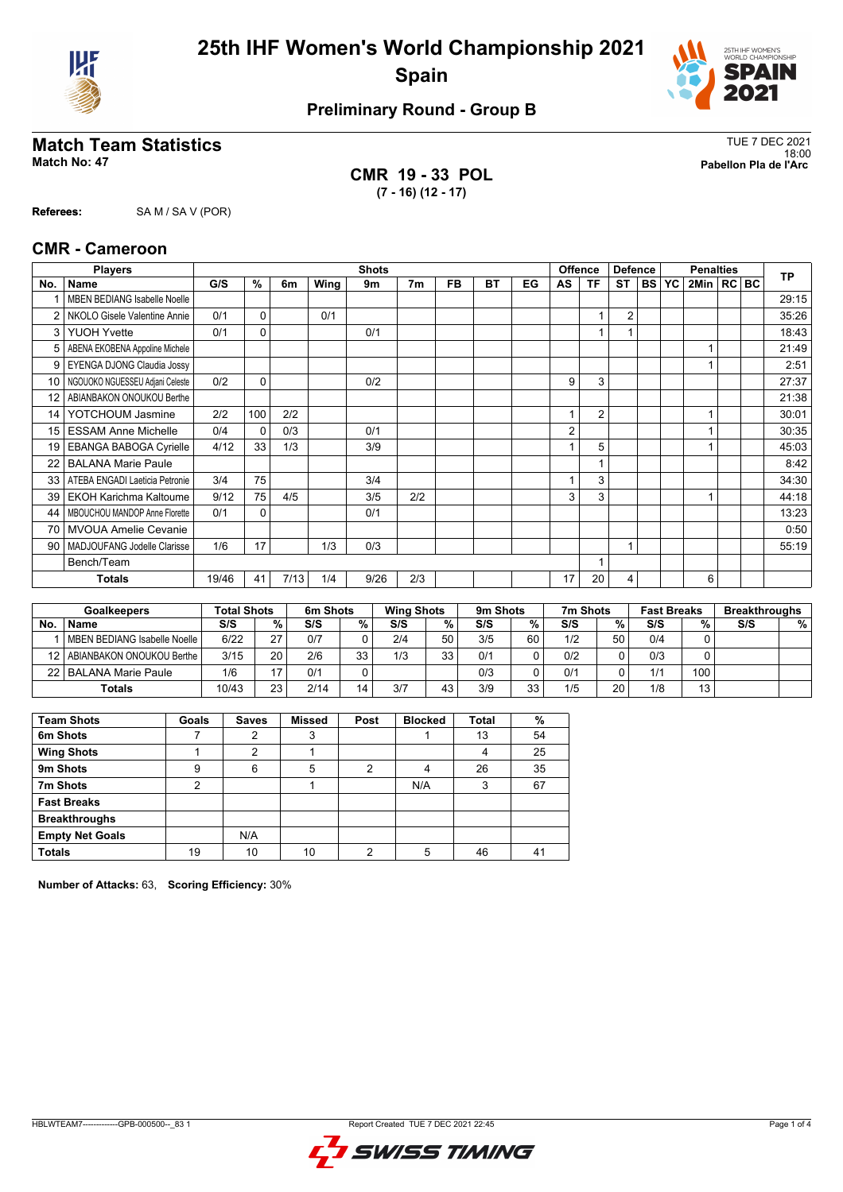# 25th IHF Women's World Championship 2021
# Spain

## Preliminary Round - Group B

## Match Team Statistics

**Match No: 47**

TUE 7 DEC 2021
18:00
**Pabellon Pla de l'Arc**

**CMR 19 - 33 POL**
**(7 - 16) (12 - 17)**

**Referees:** SA M / SA V (POR)

## CMR - Cameroon

| Players | | Shots | | | | | | | | | Offence | | Defence | | | Penalties | | | TP |
|---|---|---|---|---|---|---|---|---|---|---|---|---|---|---|---|---|---|---|---|
| No. | Name | G/S | % | 6m | Wing | 9m | 7m | FB | BT | EG | AS | TF | ST | BS | YC | 2Min | RC | BC | |
| 1 | MBEN BEDIANG Isabelle Noelle | | | | | | | | | | | | | | | | | | 29:15 |
| 2 | NKOLO Gisele Valentine Annie | 0/1 | 0 | | 0/1 | | | | | | | 1 | 2 | | | | | | 35:26 |
| 3 | YUOH Yvette | 0/1 | 0 | | | 0/1 | | | | | | 1 | 1 | | | | | | 18:43 |
| 5 | ABENA EKOBENA Appoline Michele | | | | | | | | | | | | | | | 1 | | | 21:49 |
| 9 | EYENGA DJONG Claudia Jossy | | | | | | | | | | | | | | | 1 | | | 2:51 |
| 10 | NGOUOKO NGUESSEU Adjani Celeste | 0/2 | 0 | | | 0/2 | | | | | 9 | 3 | | | | | | | 27:37 |
| 12 | ABIANBAKON ONOUKOU Berthe | | | | | | | | | | | | | | | | | | 21:38 |
| 14 | YOTCHOUM Jasmine | 2/2 | 100 | 2/2 | | | | | | | 1 | 2 | | | | 1 | | | 30:01 |
| 15 | ESSAM Anne Michelle | 0/4 | 0 | 0/3 | | 0/1 | | | | | 2 | | | | | 1 | | | 30:35 |
| 19 | EBANGA BABOGA Cyrielle | 4/12 | 33 | 1/3 | | 3/9 | | | | | 1 | 5 | | | | 1 | | | 45:03 |
| 22 | BALANA Marie Paule | | | | | | | | | | | 1 | | | | | | | 8:42 |
| 33 | ATEBA ENGADI Laeticia Petronie | 3/4 | 75 | | | 3/4 | | | | | 1 | 3 | | | | | | | 34:30 |
| 39 | EKOH Karichma Kaltoume | 9/12 | 75 | 4/5 | | 3/5 | 2/2 | | | | 3 | 3 | | | | 1 | | | 44:18 |
| 44 | MBOUCHOU MANDOP Anne Florette | 0/1 | 0 | | | 0/1 | | | | | | | | | | | | | 13:23 |
| 70 | MVOUA Amelie Cevanie | | | | | | | | | | | | | | | | | | 0:50 |
| 90 | MADJOUFANG Jodelle Clarisse | 1/6 | 17 | | 1/3 | 0/3 | | | | | | | 1 | | | | | | 55:19 |
| | Bench/Team | | | | | | | | | | | 1 | | | | | | | |
| | **Totals** | 19/46 | 41 | 7/13 | 1/4 | 9/26 | 2/3 | | | | 17 | 20 | 4 | | | 6 | | | |

| Goalkeepers | | Total Shots | | 6m Shots | | Wing Shots | | 9m Shots | | 7m Shots | | Fast Breaks | | Breakthroughs | |
|---|---|---|---|---|---|---|---|---|---|---|---|---|---|---|---|
| No. | Name | S/S | % | S/S | % | S/S | % | S/S | % | S/S | % | S/S | % | S/S | % |
| 1 | MBEN BEDIANG Isabelle Noelle | 6/22 | 27 | 0/7 | 0 | 2/4 | 50 | 3/5 | 60 | 1/2 | 50 | 0/4 | 0 | | |
| 12 | ABIANBAKON ONOUKOU Berthe | 3/15 | 20 | 2/6 | 33 | 1/3 | 33 | 0/1 | 0 | 0/2 | 0 | 0/3 | 0 | | |
| 22 | BALANA Marie Paule | 1/6 | 17 | 0/1 | 0 | | | 0/3 | 0 | 0/1 | 0 | 1/1 | 100 | | |
| | **Totals** | 10/43 | 23 | 2/14 | 14 | 3/7 | 43 | 3/9 | 33 | 1/5 | 20 | 1/8 | 13 | | |

| Team Shots | Goals | Saves | Missed | Post | Blocked | Total | % |
|---|---|---|---|---|---|---|---|
| 6m Shots | 7 | 2 | 3 | | 1 | 13 | 54 |
| Wing Shots | 1 | 2 | 1 | | | 4 | 25 |
| 9m Shots | 9 | 6 | 5 | 2 | 4 | 26 | 35 |
| 7m Shots | 2 | | 1 | | N/A | 3 | 67 |
| Fast Breaks | | | | | | | |
| Breakthroughs | | | | | | | |
| Empty Net Goals | | N/A | | | | | |
| Totals | 19 | 10 | 10 | 2 | 5 | 46 | 41 |

**Number of Attacks:** 63, **Scoring Efficiency:** 30%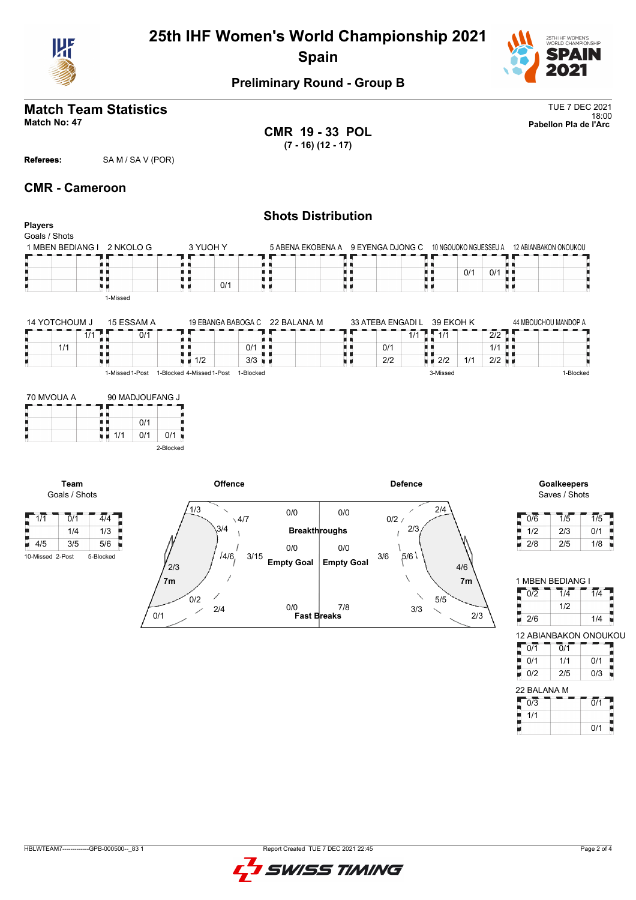# 25th IHF Women's World Championship 2021
## Spain

### Preliminary Round - Group B

## Match Team Statistics

**Match No: 47**

TUE 7 DEC 2021
18:00
**Pabellon Pla de l'Arc**

**CMR 19 - 33 POL**
**(7 - 16) (12 - 17)**

**Referees:** SA M / SA V (POR)

## CMR - Cameroon

### Shots Distribution

**Players**
Goals / Shots

**1 MBEN BEDIANG I**

| | | |
|---|---|---|
| | | |
| | | |
| | | |

**2 NKOLO G**

| | | |
|---|---|---|
| | | |
| | | |
| | | |

1-Missed

**3 YUOH Y**

| | | |
|---|---|---|
| | | |
| | | |
| | 0/1 | |

**5 ABENA EKOBENA A**

| | | |
|---|---|---|
| | | |
| | | |
| | | |

**9 EYENGA DJONG C**

| | | |
|---|---|---|
| | | |
| | | |
| | | |

**10 NGOUOKO NGUESSEU A**

| | | |
|---|---|---|
| | | |
| | 0/1 | 0/1 |
| | | |

**12 ABIANBAKON ONOUKOU**

| | | |
|---|---|---|
| | | |
| | | |
| | | |

**14 YOTCHOUM J**

| | | |
|---|---|---|
| | | 1/1 |
| | 1/1 | |
| | | |

**15 ESSAM A**

| | | |
|---|---|---|
| | 0/1 | |
| | | |
| | | |

1-Missed 1-Post

**19 EBANGA BABOGA C**

| | | |
|---|---|---|
| | | |
| | | 0/1 |
| 1/2 | | 3/3 |

1-Blocked 4-Missed 1-Post

**22 BALANA M**

| | | |
|---|---|---|
| | | |
| | | |
| | | |

1-Blocked

**33 ATEBA ENGADI L**

| | | |
|---|---|---|
| | | 1/1 |
| | 0/1 | |
| | 2/2 | |

**39 EKOH K**

| | | |
|---|---|---|
| 1/1 | | 2/2 |
| | | 1/1 |
| 2/2 | 1/1 | 2/2 |

3-Missed

**44 MBOUCHOU MANDOP A**

| | | |
|---|---|---|
| | | |
| | | |
| | | |

1-Blocked

**70 MVOUA A**

| | | |
|---|---|---|
| | | |
| | | |
| | | |

**90 MADJOUFANG J**

| | | |
|---|---|---|
| | | |
| | 0/1 | |
| 1/1 | 0/1 | 0/1 |

2-Blocked

**Team**
Goals / Shots

| | | |
|---|---|---|
| 1/1 | 0/1 | 4/4 |
| | 1/4 | 1/3 |
| 4/5 | 3/5 | 5/6 |

10-Missed 2-Post 5-Blocked

**Offence**

| Area | Goals / Shots |
|---|---|
| Left wing | 1/3 |
| Left back (9m) | 4/7 |
| Left 6m | 3/4 |
| Centre 6m | 4/6 |
| Centre back (9m) | 3/15 |
| Left side | 2/3 |
| 7m | 0/2 |
| Right 6m | 2/4 |
| Left corner | 0/1 |
| Breakthroughs | 0/0 |
| Empty Goal | 0/0 |
| Fast Breaks | 0/0 |

**Defence**

| Area | Goals / Shots |
|---|---|
| Breakthroughs | 0/0 |
| Empty Goal | 0/0 |
| Fast Breaks | 7/8 |
| Centre back (9m) | 3/6 |
| Right back (9m) | 0/2 |
| Right wing | 2/4 |
| Right 6m | 2/3 |
| Centre 6m | 5/6 |
| Right side | 4/6 |
| 7m | 5/5 |
| 6m | 3/3 |
| Right corner | 2/3 |

**Goalkeepers**
Saves / Shots

| | | |
|---|---|---|
| 0/6 | 1/5 | 1/5 |
| 1/2 | 2/3 | 0/1 |
| 2/8 | 2/5 | 1/8 |

**1 MBEN BEDIANG I**

| | | |
|---|---|---|
| 0/2 | 1/4 | 1/4 |
| | 1/2 | |
| 2/6 | | 1/4 |

**12 ABIANBAKON ONOUKOU**

| | | |
|---|---|---|
| 0/1 | 0/1 | |
| 0/1 | 1/1 | 0/1 |
| 0/2 | 2/5 | 0/3 |

**22 BALANA M**

| | | |
|---|---|---|
| 0/3 | | 0/1 |
| 1/1 | | |
| | | 0/1 |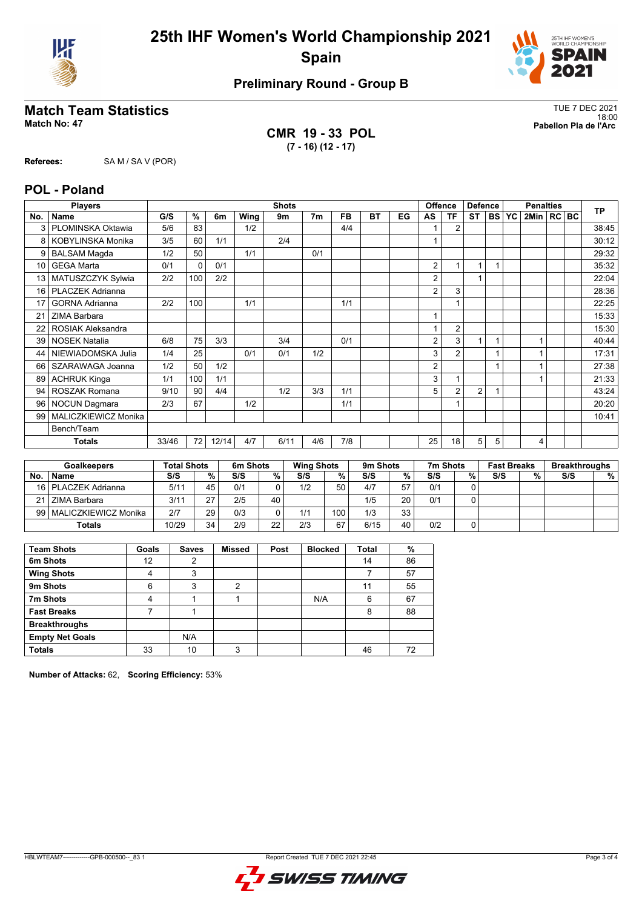# 25th IHF Women's World Championship 2021
# Spain

## Preliminary Round - Group B

## Match Team Statistics

**Match No: 47**

TUE 7 DEC 2021
18:00
**Pabellon Pla de l'Arc**

**CMR 19 - 33 POL**
**(7 - 16) (12 - 17)**

**Referees:** SA M / SA V (POR)

## POL - Poland

| No. | Name | G/S | % | 6m | Wing | 9m | 7m | FB | BT | EG | AS | TF | ST | BS | YC | 2Min | RC | BC | TP |
|---|---|---|---|---|---|---|---|---|---|---|---|---|---|---|---|---|---|---|---|
| | **Players** | **Shots** | | | | | | | | | **Offence** | | **Defence** | | **Penalties** | | | | |
| 3 | PLOMINSKA Oktawia | 5/6 | 83 | | 1/2 | | | 4/4 | | | 1 | 2 | | | | | | | 38:45 |
| 8 | KOBYLINSKA Monika | 3/5 | 60 | 1/1 | | 2/4 | | | | | 1 | | | | | | | | 30:12 |
| 9 | BALSAM Magda | 1/2 | 50 | | 1/1 | | 0/1 | | | | | | | | | | | | 29:32 |
| 10 | GEGA Marta | 0/1 | 0 | 0/1 | | | | | | | 2 | 1 | 1 | 1 | | | | | 35:32 |
| 13 | MATUSZCZYK Sylwia | 2/2 | 100 | 2/2 | | | | | | | 2 | | 1 | | | | | | 22:04 |
| 16 | PLACZEK Adrianna | | | | | | | | | | 2 | 3 | | | | | | | 28:36 |
| 17 | GORNA Adrianna | 2/2 | 100 | | 1/1 | | | 1/1 | | | | 1 | | | | | | | 22:25 |
| 21 | ZIMA Barbara | | | | | | | | | | 1 | | | | | | | | 15:33 |
| 22 | ROSIAK Aleksandra | | | | | | | | | | 1 | 2 | | | | | | | 15:30 |
| 39 | NOSEK Natalia | 6/8 | 75 | 3/3 | | 3/4 | | 0/1 | | | 2 | 3 | 1 | 1 | | 1 | | | 40:44 |
| 44 | NIEWIADOMSKA Julia | 1/4 | 25 | | 0/1 | 0/1 | 1/2 | | | | 3 | 2 | | 1 | | 1 | | | 17:31 |
| 66 | SZARAWAGA Joanna | 1/2 | 50 | 1/2 | | | | | | | 2 | | | 1 | | 1 | | | 27:38 |
| 89 | ACHRUK Kinga | 1/1 | 100 | 1/1 | | | | | | | 3 | 1 | | | | 1 | | | 21:33 |
| 94 | ROSZAK Romana | 9/10 | 90 | 4/4 | | 1/2 | 3/3 | 1/1 | | | 5 | 2 | 2 | 1 | | | | | 43:24 |
| 96 | NOCUN Dagmara | 2/3 | 67 | | 1/2 | | | 1/1 | | | | 1 | | | | | | | 20:20 |
| 99 | MALICZKIEWICZ Monika | | | | | | | | | | | | | | | | | | 10:41 |
| | Bench/Team | | | | | | | | | | | | | | | | | | |
| | **Totals** | 33/46 | 72 | 12/14 | 4/7 | 6/11 | 4/6 | 7/8 | | | 25 | 18 | 5 | 5 | | 4 | | | |

| No. | Goalkeepers | Total Shots S/S | % | 6m Shots S/S | % | Wing Shots S/S | % | 9m Shots S/S | % | 7m Shots S/S | % | Fast Breaks S/S | % | Breakthroughs S/S | % |
|---|---|---|---|---|---|---|---|---|---|---|---|---|---|---|---|
| 16 | PLACZEK Adrianna | 5/11 | 45 | 0/1 | 0 | 1/2 | 50 | 4/7 | 57 | 0/1 | 0 | | | | |
| 21 | ZIMA Barbara | 3/11 | 27 | 2/5 | 40 | | | 1/5 | 20 | 0/1 | 0 | | | | |
| 99 | MALICZKIEWICZ Monika | 2/7 | 29 | 0/3 | 0 | 1/1 | 100 | 1/3 | 33 | | | | | | |
| | **Totals** | 10/29 | 34 | 2/9 | 22 | 2/3 | 67 | 6/15 | 40 | 0/2 | 0 | | | | |

| Team Shots | Goals | Saves | Missed | Post | Blocked | Total | % |
|---|---|---|---|---|---|---|---|
| **6m Shots** | 12 | 2 | | | | 14 | 86 |
| **Wing Shots** | 4 | 3 | | | | 7 | 57 |
| **9m Shots** | 6 | 3 | 2 | | | 11 | 55 |
| **7m Shots** | 4 | 1 | 1 | | N/A | 6 | 67 |
| **Fast Breaks** | 7 | 1 | | | | 8 | 88 |
| **Breakthroughs** | | | | | | | |
| **Empty Net Goals** | | N/A | | | | | |
| **Totals** | 33 | 10 | 3 | | | 46 | 72 |

**Number of Attacks:** 62, **Scoring Efficiency:** 53%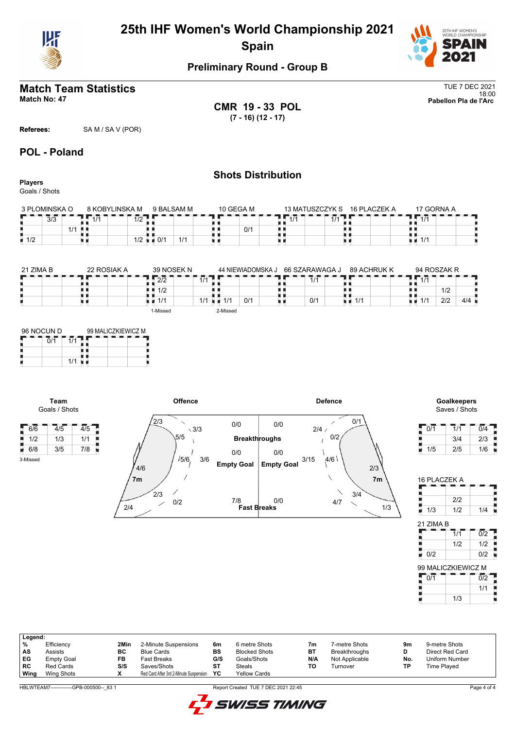# 25th IHF Women's World Championship 2021

## Spain

### Preliminary Round - Group B

## Match Team Statistics

**Match No: 47**

TUE 7 DEC 2021
18:00
**Pabellon Pla de l'Arc**

**CMR 19 - 33 POL**
**(7 - 16) (12 - 17)**

**Referees:** SA M / SA V (POR)

## POL - Poland

### Shots Distribution

**Players**
Goals / Shots

3 PLOMINSKA O

| | | |
|---|---|---|
| | 3/3 | |
| | | 1/1 |
| 1/2 | | |

8 KOBYLINSKA M

| | | |
|---|---|---|
| 1/1 | | 1/2 |
| | | |
| | | 1/2 |

9 BALSAM M

| | | |
|---|---|---|
| | | |
| | | |
| 0/1 | 1/1 | |

10 GEGA M

| | | |
|---|---|---|
| | | |
| | 0/1 | |
| | | |

13 MATUSZCZYK S

| | | |
|---|---|---|
| 1/1 | | 1/1 |
| | | |
| | | |

16 PLACZEK A

| | | |
|---|---|---|
| | | |
| | | |
| | | |

17 GORNA A

| | | |
|---|---|---|
| 1/1 | | |
| | | |
| 1/1 | | |

21 ZIMA B

| | | |
|---|---|---|
| | | |
| | | |
| | | |

22 ROSIAK A

| | | |
|---|---|---|
| | | |
| | | |
| | | |

39 NOSEK N

| | | |
|---|---|---|
| 2/2 | | 1/1 |
| 1/2 | | |
| 1/1 | | 1/1 |

1-Missed

44 NIEWIADOMSKA J

| | | |
|---|---|---|
| | | |
| | | |
| 1/1 | 0/1 | |

2-Missed

66 SZARAWAGA J

| | | |
|---|---|---|
| | 1/1 | |
| | | |
| | 0/1 | |

89 ACHRUK K

| | | |
|---|---|---|
| | | |
| | | |
| 1/1 | | |

94 ROSZAK R

| | | |
|---|---|---|
| 1/1 | | |
| | 1/2 | |
| 1/1 | 2/2 | 4/4 |

96 NOCUN D

| | | |
|---|---|---|
| | 0/1 | 1/1 |
| | | |
| | | 1/1 |

99 MALICZKIEWICZ M

| | | |
|---|---|---|
| | | |
| | | |
| | | |

**Team**
Goals / Shots

| | | |
|---|---|---|
| 6/6 | 4/5 | 4/5 |
| 1/2 | 1/3 | 1/1 |
| 6/8 | 3/5 | 7/8 |

3-Missed

**Offence**

2/3
3/3
5/5
5/6
3/6
4/6
7m
2/3
0/2
2/4
0/0
0/0
Breakthroughs
0/0
0/0
Empty Goal
Empty Goal
7/8
0/0
Fast Breaks

**Defence**

0/1
2/4
0/2
3/15
4/6
2/3
7m
3/4
4/7
1/3

**Goalkeepers**
Saves / Shots

| | | |
|---|---|---|
| 0/1 | 1/1 | 0/4 |
| | 3/4 | 2/3 |
| 1/5 | 2/5 | 1/6 |

16 PLACZEK A

| | | |
|---|---|---|
| | | |
| | 2/2 | |
| 1/3 | 1/2 | 1/4 |

21 ZIMA B

| | | |
|---|---|---|
| | 1/1 | 0/2 |
| | 1/2 | 1/2 |
| 0/2 | | 0/2 |

99 MALICZKIEWICZ M

| | | |
|---|---|---|
| 0/1 | | 0/2 |
| | | 1/1 |
| | 1/3 | |

| Legend: | | | | | | | | | |
|---|---|---|---|---|---|---|---|---|---|
| % | Efficiency | 2Min | 2-Minute Suspensions | 6m | 6 metre Shots | 7m | 7-metre Shots | 9m | 9-metre Shots |
| AS | Assists | BC | Blue Cards | BS | Blocked Shots | BT | Breakthroughs | D | Direct Red Card |
| EG | Empty Goal | FB | Fast Breaks | G/S | Goals/Shots | N/A | Not Applicable | No. | Uniform Number |
| RC | Red Cards | S/S | Saves/Shots | ST | Steals | TO | Turnover | TP | Time Played |
| Wing | Wing Shots | X | Red Card After 3rd 2-Minute Suspension | YC | Yellow Cards | | | | |

HBLWTEAM7--------------GPB-000500--_83 1 Report Created TUE 7 DEC 2021 22:45